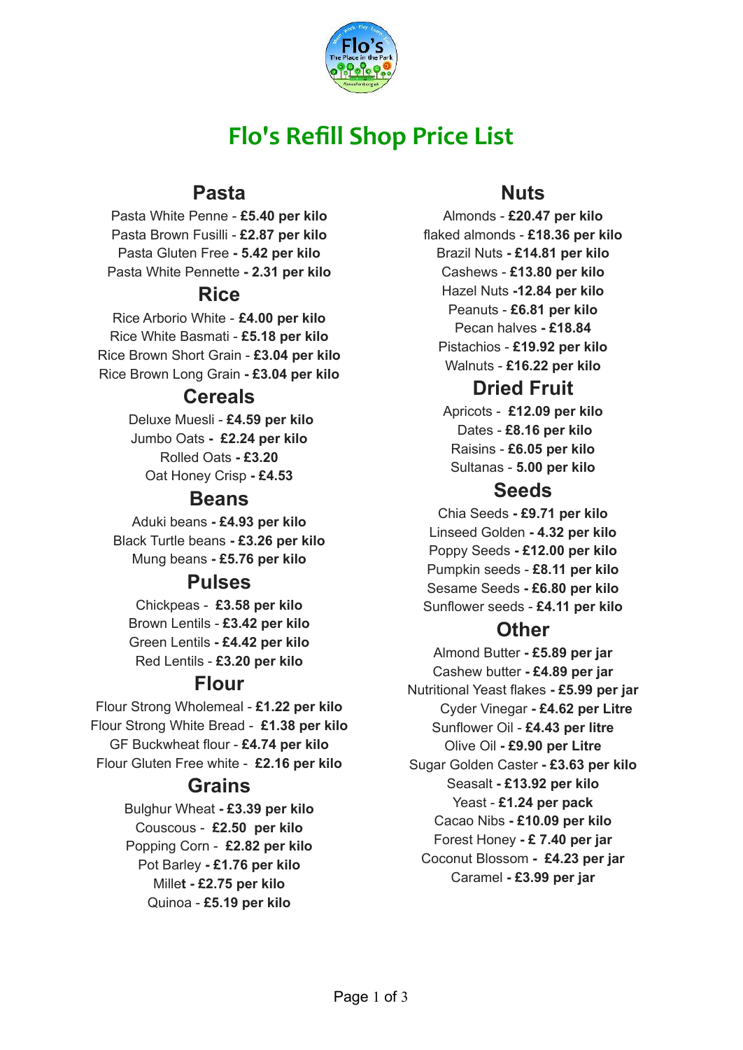# Flo's Refill Shop Price List

## Pasta

Pasta White Penne - **£5.40 per kilo**
Pasta Brown Fusilli - **£2.87 per kilo**
Pasta Gluten Free **- 5.42 per kilo**
Pasta White Pennette **- 2.31 per kilo**

## Rice

Rice Arborio White - **£4.00 per kilo**
Rice White Basmati - **£5.18 per kilo**
Rice Brown Short Grain - **£3.04 per kilo**
Rice Brown Long Grain **- £3.04 per kilo**

## Cereals

Deluxe Muesli - **£4.59 per kilo**
Jumbo Oats **- £2.24 per kilo**
Rolled Oats **- £3.20**
Oat Honey Crisp **- £4.53**

## Beans

Aduki beans **- £4.93 per kilo**
Black Turtle beans **- £3.26 per kilo**
Mung beans **- £5.76 per kilo**

## Pulses

Chickpeas - **£3.58 per kilo**
Brown Lentils - **£3.42 per kilo**
Green Lentils **- £4.42 per kilo**
Red Lentils - **£3.20 per kilo**

## Flour

Flour Strong Wholemeal - **£1.22 per kilo**
Flour Strong White Bread - **£1.38 per kilo**
GF Buckwheat flour - **£4.74 per kilo**
Flour Gluten Free white - **£2.16 per kilo**

## Grains

Bulghur Wheat **- £3.39 per kilo**
Couscous - **£2.50 per kilo**
Popping Corn - **£2.82 per kilo**
Pot Barley **- £1.76 per kilo**
Mille**t - £2.75 per kilo**
Quinoa - **£5.19 per kilo**

## Nuts

Almonds - **£20.47 per kilo**
flaked almonds - **£18.36 per kilo**
Brazil Nuts **- £14.81 per kilo**
Cashews - **£13.80 per kilo**
Hazel Nuts **-12.84 per kilo**
Peanuts - **£6.81 per kilo**
Pecan halves **- £18.84**
Pistachios - **£19.92 per kilo**
Walnuts - **£16.22 per kilo**

## Dried Fruit

Apricots - **£12.09 per kilo**
Dates - **£8.16 per kilo**
Raisins - **£6.05 per kilo**
Sultanas - **5.00 per kilo**

## Seeds

Chia Seeds **- £9.71 per kilo**
Linseed Golden **- 4.32 per kilo**
Poppy Seeds **- £12.00 per kilo**
Pumpkin seeds - **£8.11 per kilo**
Sesame Seeds **- £6.80 per kilo**
Sunflower seeds - **£4.11 per kilo**

## Other

Almond Butter **- £5.89 per jar**
Cashew butter **- £4.89 per jar**
Nutritional Yeast flakes **- £5.99 per jar**
Cyder Vinegar **- £4.62 per Litre**
Sunflower Oil - **£4.43 per litre**
Olive Oil **- £9.90 per Litre**
Sugar Golden Caster **- £3.63 per kilo**
Seasalt **- £13.92 per kilo**
Yeast - **£1.24 per pack**
Cacao Nibs **- £10.09 per kilo**
Forest Honey **- £ 7.40 per jar**
Coconut Blossom **- £4.23 per jar**
Caramel **- £3.99 per jar**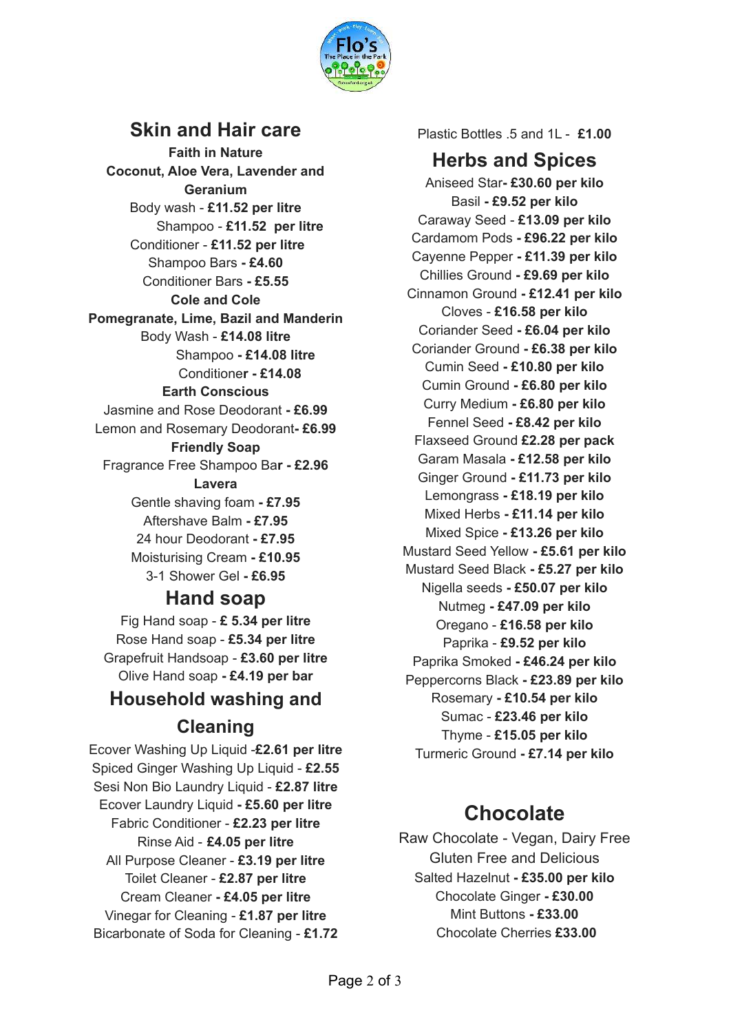## Skin and Hair care

**Faith in Nature**

**Coconut, Aloe Vera, Lavender and Geranium**

Body wash - **£11.52 per litre**

Shampoo - **£11.52 per litre**

Conditioner - **£11.52 per litre**

Shampoo Bars **- £4.60**

Conditioner Bars **- £5.55**

**Cole and Cole**

**Pomegranate, Lime, Bazil and Manderin**

Body Wash - **£14.08 litre**

Shampoo **- £14.08 litre**

Conditioner **- £14.08**

**Earth Conscious**

Jasmine and Rose Deodorant **- £6.99**

Lemon and Rosemary Deodorant**- £6.99**

**Friendly Soap**

Fragrance Free Shampoo Bar **- £2.96**

**Lavera**

Gentle shaving foam **- £7.95**

Aftershave Balm **- £7.95**

24 hour Deodorant **- £7.95**

Moisturising Cream **- £10.95**

3-1 Shower Gel **- £6.95**

## Hand soap

Fig Hand soap - **£ 5.34 per litre**

Rose Hand soap - **£5.34 per litre**

Grapefruit Handsoap - **£3.60 per litre**

Olive Hand soap **- £4.19 per bar**

## Household washing and Cleaning

Ecover Washing Up Liquid -**£2.61 per litre**

Spiced Ginger Washing Up Liquid - **£2.55**

Sesi Non Bio Laundry Liquid - **£2.87 litre**

Ecover Laundry Liquid **- £5.60 per litre**

Fabric Conditioner - **£2.23 per litre**

Rinse Aid - **£4.05 per litre**

All Purpose Cleaner - **£3.19 per litre**

Toilet Cleaner - **£2.87 per litre**

Cream Cleaner **- £4.05 per litre**

Vinegar for Cleaning - **£1.87 per litre**

Bicarbonate of Soda for Cleaning - **£1.72**

Plastic Bottles .5 and 1L - **£1.00**

## Herbs and Spices

Aniseed Star**- £30.60 per kilo**

Basil **- £9.52 per kilo**

Caraway Seed - **£13.09 per kilo**

Cardamom Pods **- £96.22 per kilo**

Cayenne Pepper **- £11.39 per kilo**

Chillies Ground **- £9.69 per kilo**

Cinnamon Ground **- £12.41 per kilo**

Cloves - **£16.58 per kilo**

Coriander Seed **- £6.04 per kilo**

Coriander Ground **- £6.38 per kilo**

Cumin Seed **- £10.80 per kilo**

Cumin Ground **- £6.80 per kilo**

Curry Medium **- £6.80 per kilo**

Fennel Seed **- £8.42 per kilo**

Flaxseed Ground **£2.28 per pack**

Garam Masala **- £12.58 per kilo**

Ginger Ground **- £11.73 per kilo**

Lemongrass **- £18.19 per kilo**

Mixed Herbs **- £11.14 per kilo**

Mixed Spice **- £13.26 per kilo**

Mustard Seed Yellow **- £5.61 per kilo**

Mustard Seed Black **- £5.27 per kilo**

Nigella seeds **- £50.07 per kilo**

Nutmeg **- £47.09 per kilo**

Oregano - **£16.58 per kilo**

Paprika - **£9.52 per kilo**

Paprika Smoked **- £46.24 per kilo**

Peppercorns Black **- £23.89 per kilo**

Rosemary **- £10.54 per kilo**

Sumac - **£23.46 per kilo**

Thyme - **£15.05 per kilo**

Turmeric Ground **- £7.14 per kilo**

## Chocolate

Raw Chocolate - Vegan, Dairy Free Gluten Free and Delicious

Salted Hazelnut **- £35.00 per kilo**

Chocolate Ginger **- £30.00**

Mint Buttons **- £33.00**

Chocolate Cherries **£33.00**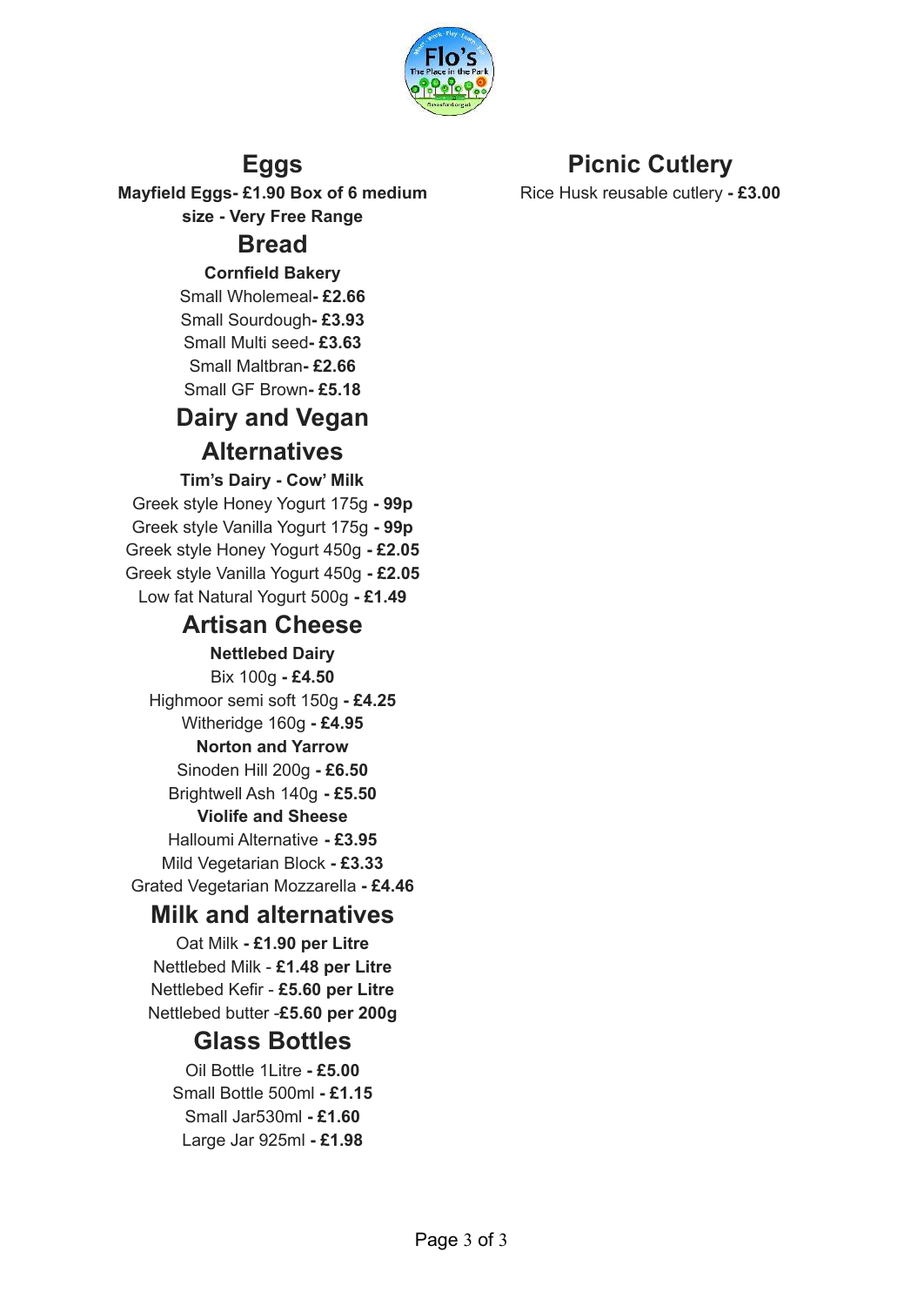## Eggs

**Mayfield Eggs- £1.90 Box of 6 medium size - Very Free Range**

## Bread

**Cornfield Bakery**

Small Wholemeal**- £2.66**

Small Sourdough**- £3.93**

Small Multi seed**- £3.63**

Small Maltbran**- £2.66**

Small GF Brown**- £5.18**

## Dairy and Vegan Alternatives

**Tim's Dairy - Cow' Milk**

Greek style Honey Yogurt 175g **- 99p**

Greek style Vanilla Yogurt 175g **- 99p**

Greek style Honey Yogurt 450g **- £2.05**

Greek style Vanilla Yogurt 450g **- £2.05**

Low fat Natural Yogurt 500g **- £1.49**

## Artisan Cheese

**Nettlebed Dairy**

Bix 100g **- £4.50**

Highmoor semi soft 150g **- £4.25**

Witheridge 160g **- £4.95**

**Norton and Yarrow**

Sinoden Hill 200g **- £6.50**

Brightwell Ash 140g **- £5.50**

**Violife and Sheese**

Halloumi Alternative **- £3.95**

Mild Vegetarian Block **- £3.33**

Grated Vegetarian Mozzarella **- £4.46**

## Milk and alternatives

Oat Milk **- £1.90 per Litre**

Nettlebed Milk - **£1.48 per Litre**

Nettlebed Kefir - **£5.60 per Litre**

Nettlebed butter -**£5.60 per 200g**

## Glass Bottles

Oil Bottle 1Litre **- £5.00**

Small Bottle 500ml **- £1.15**

Small Jar530ml **- £1.60**

Large Jar 925ml **- £1.98**

## Picnic Cutlery

Rice Husk reusable cutlery **- £3.00**